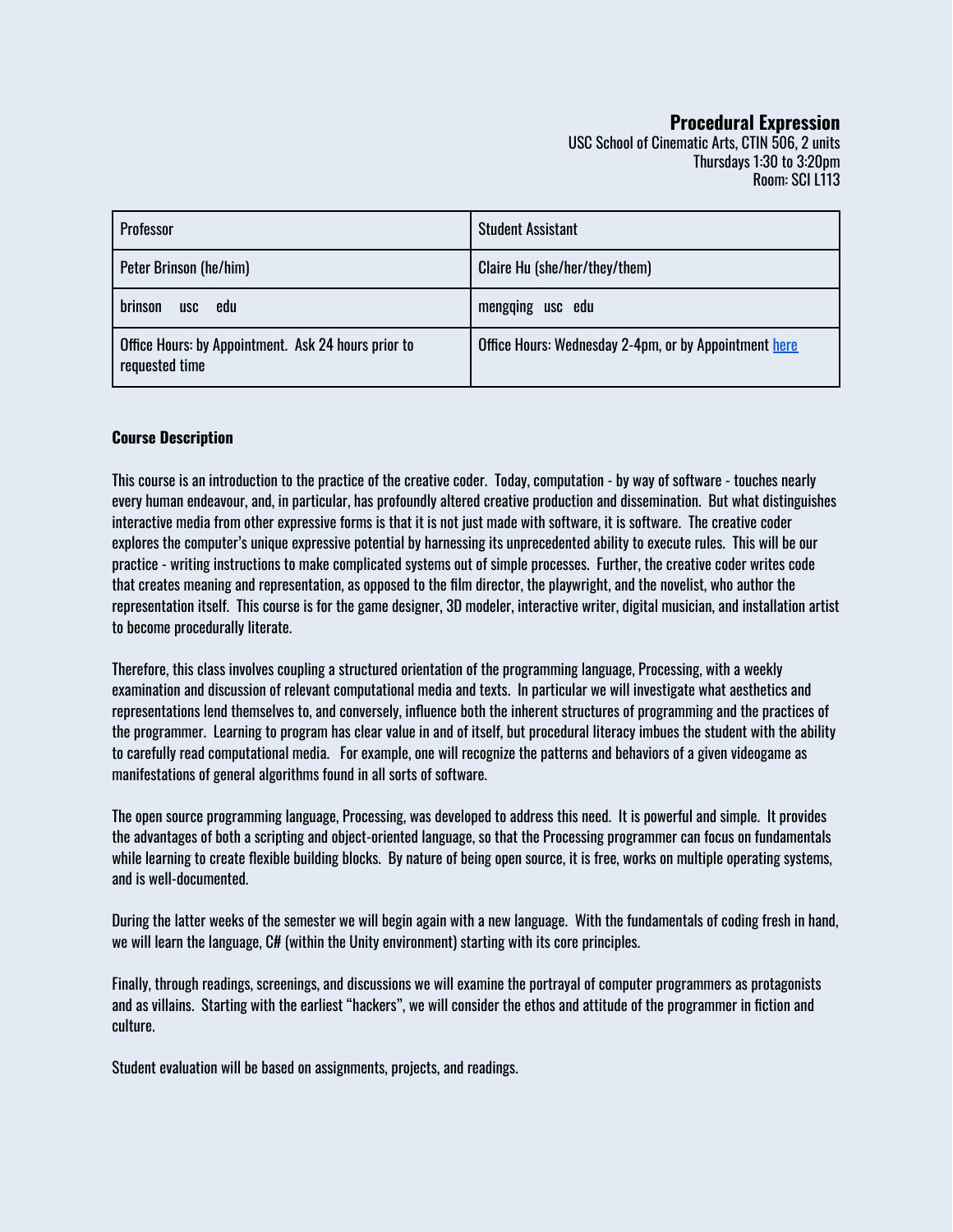# Procedural Expression

USC School of Cinematic Arts, CTIN 506, 2 units
Thursdays 1:30 to 3:20pm
Room: SCI L113

| Professor | Student Assistant |
|---|---|
| Peter Brinson (he/him) | Claire Hu (she/her/they/them) |
| brinson usc edu | mengqing usc edu |
| Office Hours: by Appointment. Ask 24 hours prior to requested time | Office Hours: Wednesday 2-4pm, or by Appointment here |

**Course Description**

This course is an introduction to the practice of the creative coder. Today, computation - by way of software - touches nearly every human endeavour, and, in particular, has profoundly altered creative production and dissemination. But what distinguishes interactive media from other expressive forms is that it is not just made with software, it is software. The creative coder explores the computer's unique expressive potential by harnessing its unprecedented ability to execute rules. This will be our practice - writing instructions to make complicated systems out of simple processes. Further, the creative coder writes code that creates meaning and representation, as opposed to the film director, the playwright, and the novelist, who author the representation itself. This course is for the game designer, 3D modeler, interactive writer, digital musician, and installation artist to become procedurally literate.

Therefore, this class involves coupling a structured orientation of the programming language, Processing, with a weekly examination and discussion of relevant computational media and texts. In particular we will investigate what aesthetics and representations lend themselves to, and conversely, influence both the inherent structures of programming and the practices of the programmer. Learning to program has clear value in and of itself, but procedural literacy imbues the student with the ability to carefully read computational media. For example, one will recognize the patterns and behaviors of a given videogame as manifestations of general algorithms found in all sorts of software.

The open source programming language, Processing, was developed to address this need. It is powerful and simple. It provides the advantages of both a scripting and object-oriented language, so that the Processing programmer can focus on fundamentals while learning to create flexible building blocks. By nature of being open source, it is free, works on multiple operating systems, and is well-documented.

During the latter weeks of the semester we will begin again with a new language. With the fundamentals of coding fresh in hand, we will learn the language, C# (within the Unity environment) starting with its core principles.

Finally, through readings, screenings, and discussions we will examine the portrayal of computer programmers as protagonists and as villains. Starting with the earliest "hackers", we will consider the ethos and attitude of the programmer in fiction and culture.

Student evaluation will be based on assignments, projects, and readings.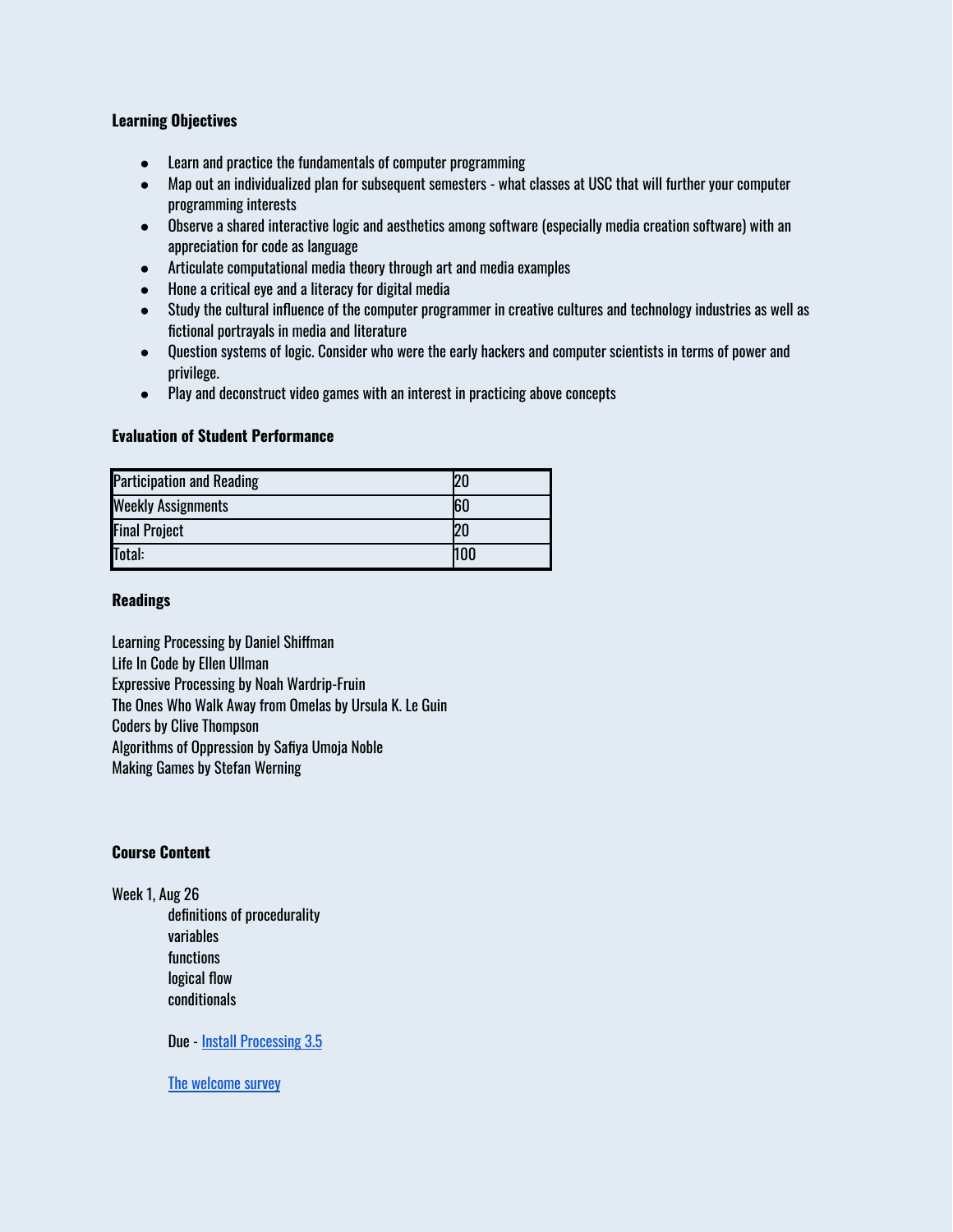**Learning Objectives**

- Learn and practice the fundamentals of computer programming
- Map out an individualized plan for subsequent semesters - what classes at USC that will further your computer programming interests
- Observe a shared interactive logic and aesthetics among software (especially media creation software) with an appreciation for code as language
- Articulate computational media theory through art and media examples
- Hone a critical eye and a literacy for digital media
- Study the cultural influence of the computer programmer in creative cultures and technology industries as well as fictional portrayals in media and literature
- Question systems of logic. Consider who were the early hackers and computer scientists in terms of power and privilege.
- Play and deconstruct video games with an interest in practicing above concepts

**Evaluation of Student Performance**

| | |
|---|---|
| Participation and Reading | 20 |
| Weekly Assignments | 60 |
| Final Project | 20 |
| Total: | 100 |

**Readings**

Learning Processing by Daniel Shiffman
Life In Code by Ellen Ullman
Expressive Processing by Noah Wardrip-Fruin
The Ones Who Walk Away from Omelas by Ursula K. Le Guin
Coders by Clive Thompson
Algorithms of Oppression by Safiya Umoja Noble
Making Games by Stefan Werning

**Course Content**

Week 1, Aug 26

definitions of procedurality
variables
functions
logical flow
conditionals

Due - Install Processing 3.5

The welcome survey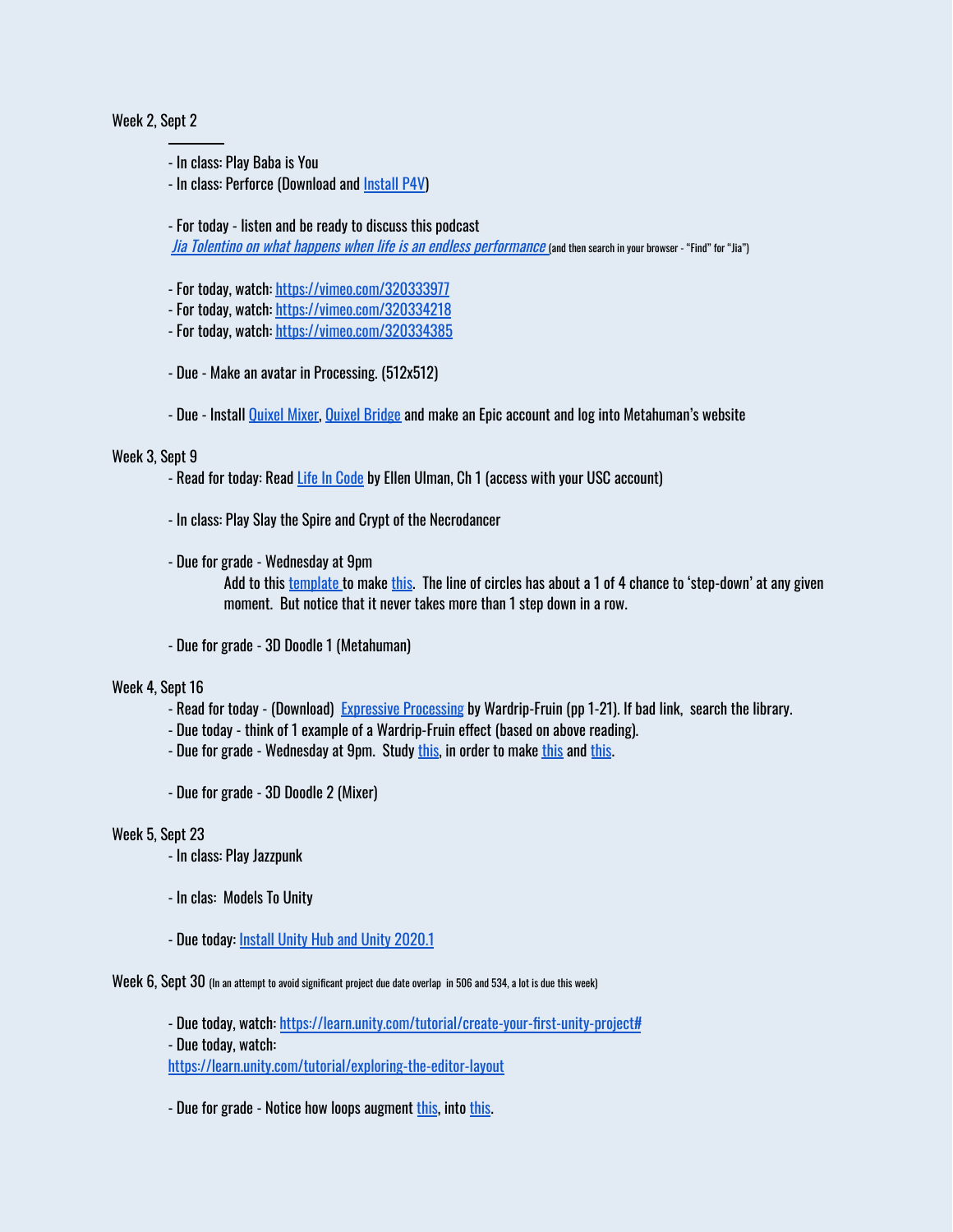Week 2, Sept 2

- In class: Play Baba is You
- In class: Perforce (Download and Install P4V)

- For today - listen and be ready to discuss this podcast
*Jia Tolentino on what happens when life is an endless performance* (and then search in your browser - "Find" for "Jia")

- For today, watch: https://vimeo.com/320333977
- For today, watch: https://vimeo.com/320334218
- For today, watch: https://vimeo.com/320334385

- Due - Make an avatar in Processing. (512x512)

- Due - Install Quixel Mixer, Quixel Bridge and make an Epic account and log into Metahuman's website

Week 3, Sept 9

- Read for today: Read Life In Code by Ellen Ulman, Ch 1 (access with your USC account)

- In class: Play Slay the Spire and Crypt of the Necrodancer

- Due for grade - Wednesday at 9pm
  Add to this template to make this. The line of circles has about a 1 of 4 chance to 'step-down' at any given moment. But notice that it never takes more than 1 step down in a row.

- Due for grade - 3D Doodle 1 (Metahuman)

Week 4, Sept 16

- Read for today - (Download) Expressive Processing by Wardrip-Fruin (pp 1-21). If bad link, search the library.
- Due today - think of 1 example of a Wardrip-Fruin effect (based on above reading).
- Due for grade - Wednesday at 9pm. Study this, in order to make this and this.

- Due for grade - 3D Doodle 2 (Mixer)

Week 5, Sept 23

- In class: Play Jazzpunk

- In clas: Models To Unity

- Due today: Install Unity Hub and Unity 2020.1

Week 6, Sept 30 (In an attempt to avoid significant project due date overlap in 506 and 534, a lot is due this week)

- Due today, watch: https://learn.unity.com/tutorial/create-your-first-unity-project#
- Due today, watch:
https://learn.unity.com/tutorial/exploring-the-editor-layout

- Due for grade - Notice how loops augment this, into this.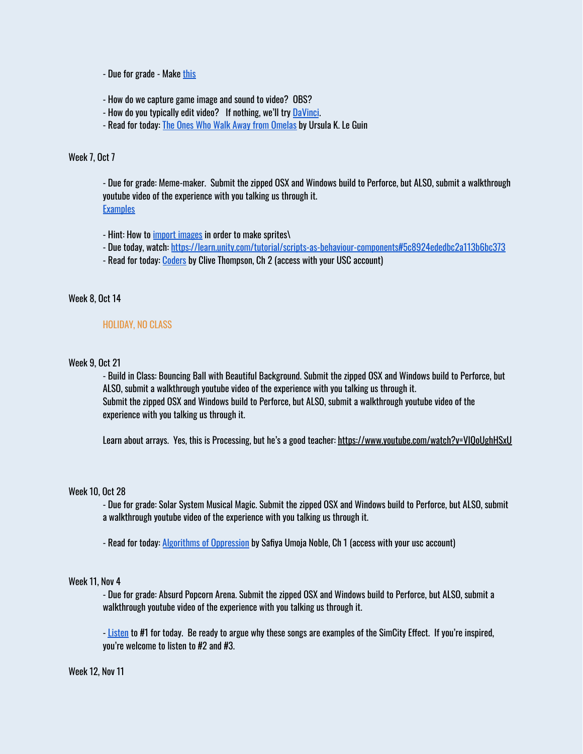- Due for grade - Make this

- How do we capture game image and sound to video? OBS?
- How do you typically edit video? If nothing, we'll try DaVinci.
- Read for today: The Ones Who Walk Away from Omelas by Ursula K. Le Guin

Week 7, Oct 7

- Due for grade: Meme-maker. Submit the zipped OSX and Windows build to Perforce, but ALSO, submit a walkthrough youtube video of the experience with you talking us through it.
Examples

- Hint: How to import images in order to make sprites\
- Due today, watch: https://learn.unity.com/tutorial/scripts-as-behaviour-components#5c8924ededbc2a113b6bc373
- Read for today: Coders by Clive Thompson, Ch 2 (access with your USC account)

Week 8, Oct 14

HOLIDAY, NO CLASS

Week 9, Oct 21

- Build in Class: Bouncing Ball with Beautiful Background. Submit the zipped OSX and Windows build to Perforce, but ALSO, submit a walkthrough youtube video of the experience with you talking us through it.
Submit the zipped OSX and Windows build to Perforce, but ALSO, submit a walkthrough youtube video of the experience with you talking us through it.

Learn about arrays. Yes, this is Processing, but he's a good teacher: https://www.youtube.com/watch?v=VIQoUghHSxU

Week 10, Oct 28

- Due for grade: Solar System Musical Magic. Submit the zipped OSX and Windows build to Perforce, but ALSO, submit a walkthrough youtube video of the experience with you talking us through it.

- Read for today: Algorithms of Oppression by Safiya Umoja Noble, Ch 1 (access with your usc account)

Week 11, Nov 4

- Due for grade: Absurd Popcorn Arena. Submit the zipped OSX and Windows build to Perforce, but ALSO, submit a walkthrough youtube video of the experience with you talking us through it.

- Listen to #1 for today. Be ready to argue why these songs are examples of the SimCity Effect. If you're inspired, you're welcome to listen to #2 and #3.

Week 12, Nov 11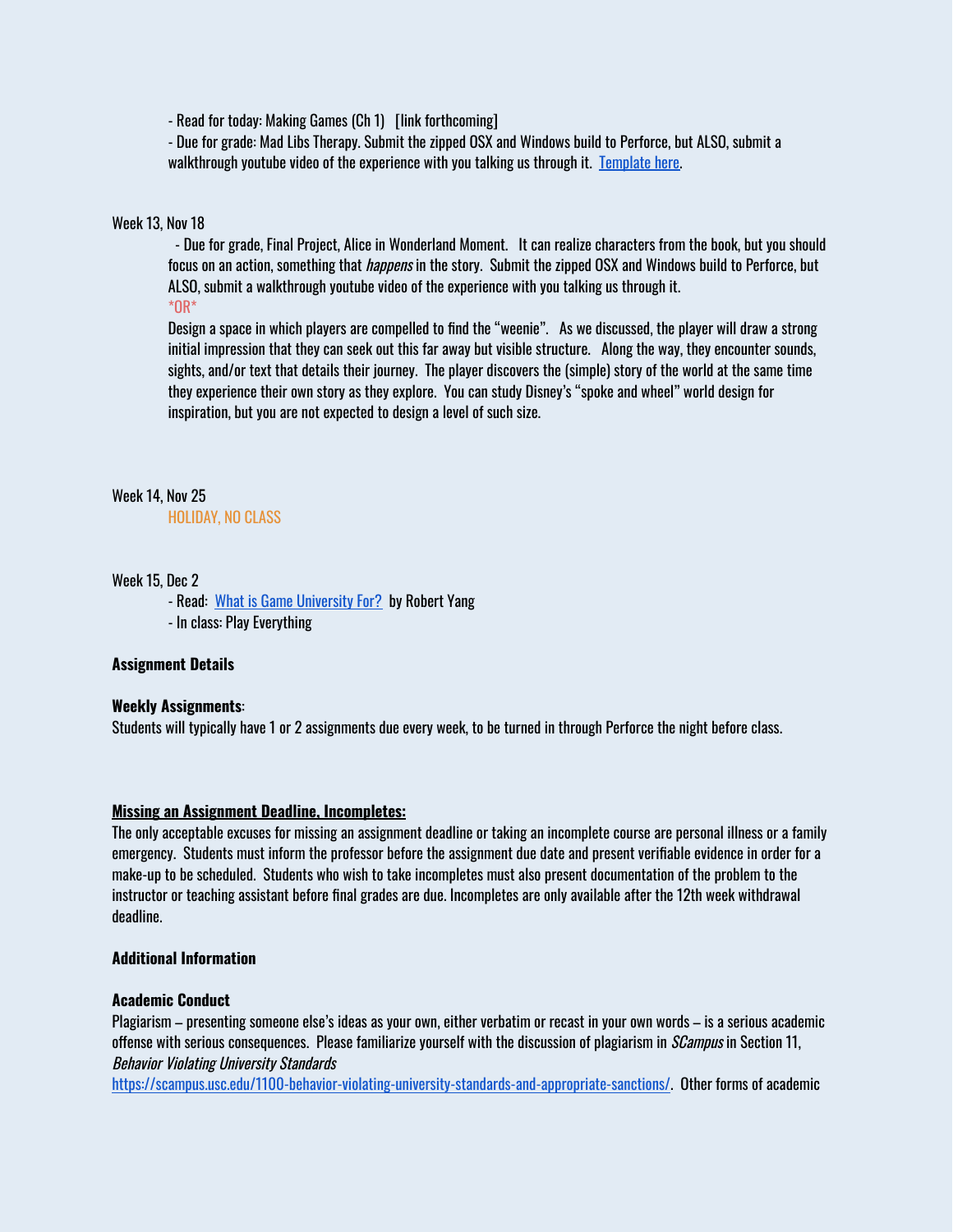- Read for today: Making Games (Ch 1)   [link forthcoming]
- Due for grade: Mad Libs Therapy. Submit the zipped OSX and Windows build to Perforce, but ALSO, submit a walkthrough youtube video of the experience with you talking us through it.  Template here.

Week 13, Nov 18

- Due for grade, Final Project, Alice in Wonderland Moment.   It can realize characters from the book, but you should focus on an action, something that *happens* in the story.  Submit the zipped OSX and Windows build to Perforce, but ALSO, submit a walkthrough youtube video of the experience with you talking us through it.

*OR*

Design a space in which players are compelled to find the "weenie".   As we discussed, the player will draw a strong initial impression that they can seek out this far away but visible structure.   Along the way, they encounter sounds, sights, and/or text that details their journey.  The player discovers the (simple) story of the world at the same time they experience their own story as they explore.  You can study Disney's "spoke and wheel" world design for inspiration, but you are not expected to design a level of such size.

Week 14, Nov 25

HOLIDAY, NO CLASS

Week 15, Dec 2

- Read:  What is Game University For?  by Robert Yang
- In class: Play Everything

**Assignment Details**

**Weekly Assignments**:

Students will typically have 1 or 2 assignments due every week, to be turned in through Perforce the night before class.

**Missing an Assignment Deadline, Incompletes:**

The only acceptable excuses for missing an assignment deadline or taking an incomplete course are personal illness or a family emergency.  Students must inform the professor before the assignment due date and present verifiable evidence in order for a make-up to be scheduled.  Students who wish to take incompletes must also present documentation of the problem to the instructor or teaching assistant before final grades are due. Incompletes are only available after the 12th week withdrawal deadline.

**Additional Information**

**Academic Conduct**

Plagiarism – presenting someone else's ideas as your own, either verbatim or recast in your own words – is a serious academic offense with serious consequences.  Please familiarize yourself with the discussion of plagiarism in *SCampus* in Section 11, *Behavior Violating University Standards* https://scampus.usc.edu/1100-behavior-violating-university-standards-and-appropriate-sanctions/.  Other forms of academic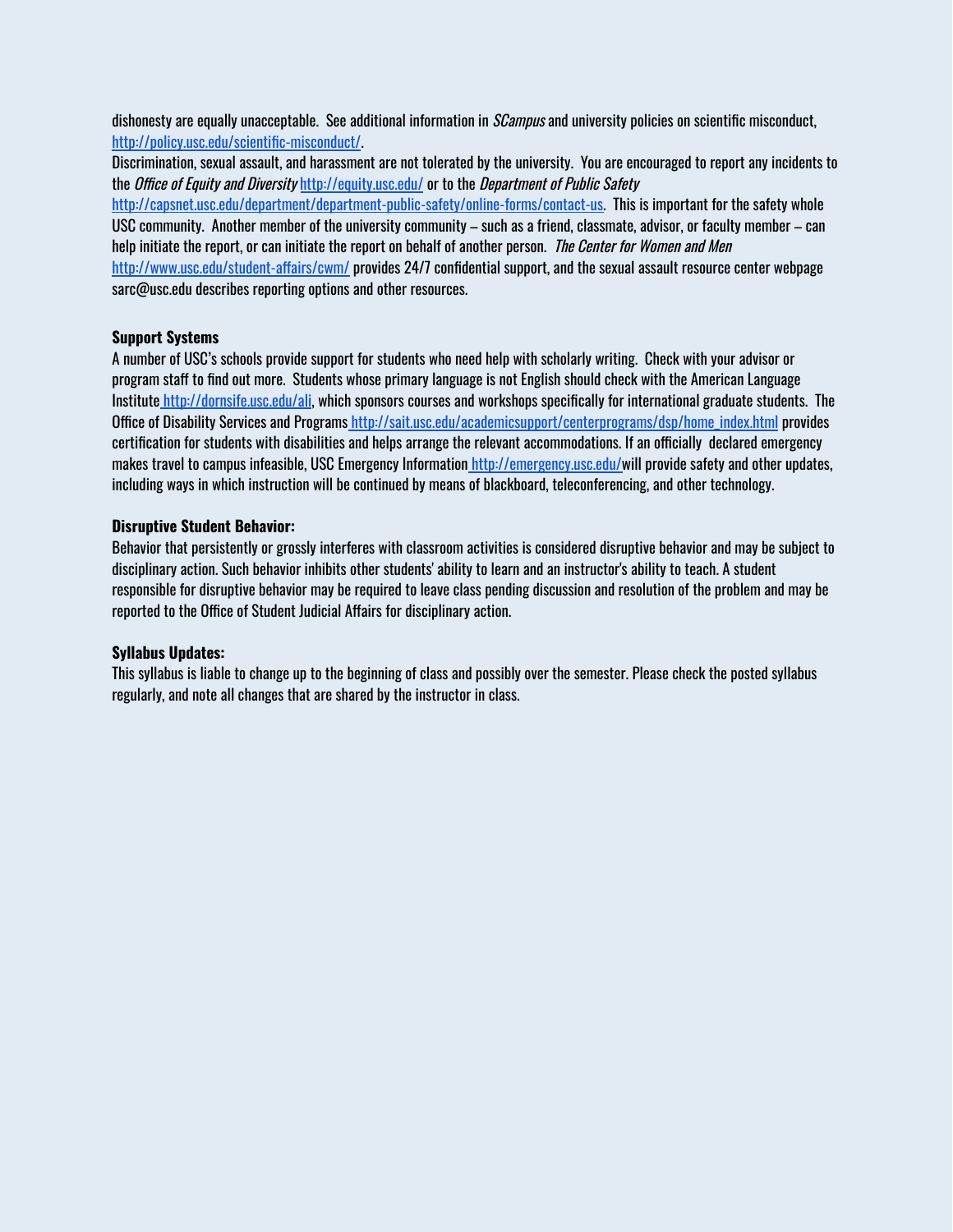dishonesty are equally unacceptable. See additional information in *SCampus* and university policies on scientific misconduct, http://policy.usc.edu/scientific-misconduct/.

Discrimination, sexual assault, and harassment are not tolerated by the university. You are encouraged to report any incidents to the *Office of Equity and Diversity* http://equity.usc.edu/ or to the *Department of Public Safety* http://capsnet.usc.edu/department/department-public-safety/online-forms/contact-us. This is important for the safety whole USC community. Another member of the university community – such as a friend, classmate, advisor, or faculty member – can help initiate the report, or can initiate the report on behalf of another person. *The Center for Women and Men* http://www.usc.edu/student-affairs/cwm/ provides 24/7 confidential support, and the sexual assault resource center webpage sarc@usc.edu describes reporting options and other resources.

**Support Systems**

A number of USC's schools provide support for students who need help with scholarly writing. Check with your advisor or program staff to find out more. Students whose primary language is not English should check with the American Language Institute http://dornsife.usc.edu/ali, which sponsors courses and workshops specifically for international graduate students. The Office of Disability Services and Programs http://sait.usc.edu/academicsupport/centerprograms/dsp/home_index.html provides certification for students with disabilities and helps arrange the relevant accommodations. If an officially declared emergency makes travel to campus infeasible, USC Emergency Information http://emergency.usc.edu/ will provide safety and other updates, including ways in which instruction will be continued by means of blackboard, teleconferencing, and other technology.

**Disruptive Student Behavior:**

Behavior that persistently or grossly interferes with classroom activities is considered disruptive behavior and may be subject to disciplinary action. Such behavior inhibits other students' ability to learn and an instructor's ability to teach. A student responsible for disruptive behavior may be required to leave class pending discussion and resolution of the problem and may be reported to the Office of Student Judicial Affairs for disciplinary action.

**Syllabus Updates:**

This syllabus is liable to change up to the beginning of class and possibly over the semester. Please check the posted syllabus regularly, and note all changes that are shared by the instructor in class.